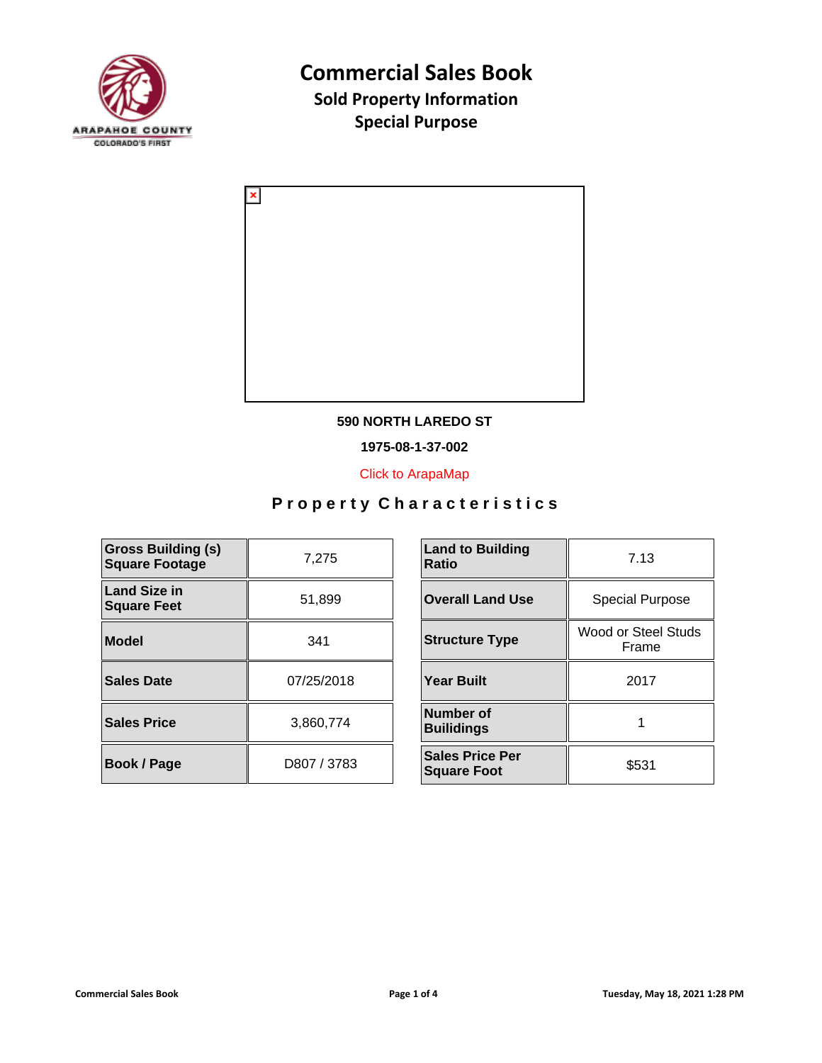# Commercial Sales Book

## Sold Property Information

## Special Purpose

**590 NORTH LAREDO ST**

**1975-08-1-37-002**

Click to ArapaMap

### Property Characteristics

| | | | | |
|---|---|---|---|---|
| **Gross Building (s) Square Footage** | 7,275 | | **Land to Building Ratio** | 7.13 |
| **Land Size in Square Feet** | 51,899 | | **Overall Land Use** | Special Purpose |
| **Model** | 341 | | **Structure Type** | Wood or Steel Studs Frame |
| **Sales Date** | 07/25/2018 | | **Year Built** | 2017 |
| **Sales Price** | 3,860,774 | | **Number of Builidings** | 1 |
| **Book / Page** | D807 / 3783 | | **Sales Price Per Square Foot** | $531 |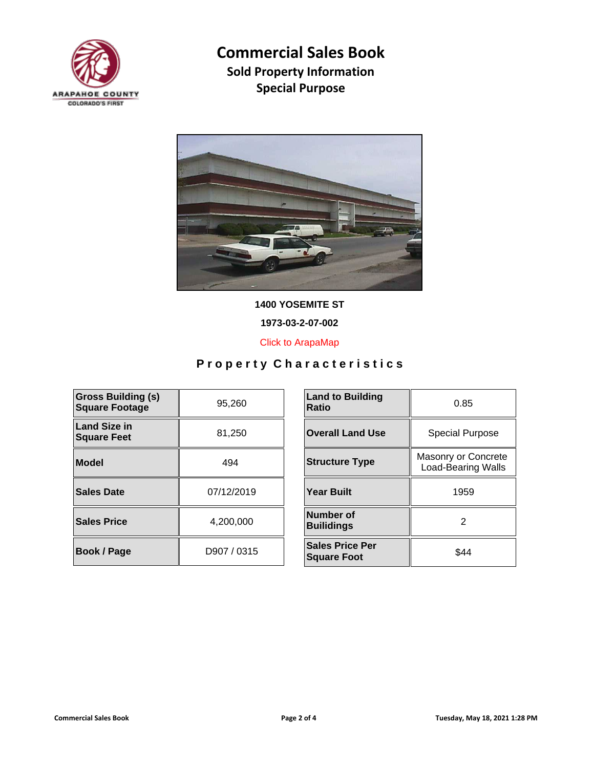# Commercial Sales Book

## Sold Property Information

## Special Purpose

**1400 YOSEMITE ST**

**1973-03-2-07-002**

Click to ArapaMap

## Property Characteristics

| | |
|---|---|
| **Gross Building (s) Square Footage** | 95,260 |
| **Land Size in Square Feet** | 81,250 |
| **Model** | 494 |
| **Sales Date** | 07/12/2019 |
| **Sales Price** | 4,200,000 |
| **Book / Page** | D907 / 0315 |

| | |
|---|---|
| **Land to Building Ratio** | 0.85 |
| **Overall Land Use** | Special Purpose |
| **Structure Type** | Masonry or Concrete Load-Bearing Walls |
| **Year Built** | 1959 |
| **Number of Builidings** | 2 |
| **Sales Price Per Square Foot** | $44 |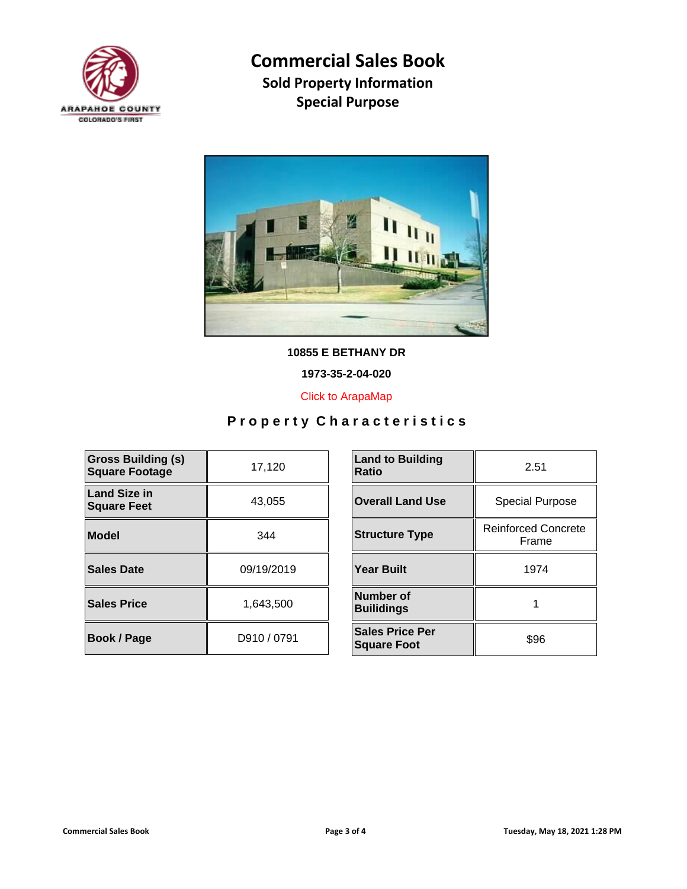# Commercial Sales Book

## Sold Property Information

## Special Purpose

**10855 E BETHANY DR**

**1973-35-2-04-020**

Click to ArapaMap

## Property Characteristics

| | |
|---|---|
| **Gross Building (s) Square Footage** | 17,120 |
| **Land Size in Square Feet** | 43,055 |
| **Model** | 344 |
| **Sales Date** | 09/19/2019 |
| **Sales Price** | 1,643,500 |
| **Book / Page** | D910 / 0791 |

| | |
|---|---|
| **Land to Building Ratio** | 2.51 |
| **Overall Land Use** | Special Purpose |
| **Structure Type** | Reinforced Concrete Frame |
| **Year Built** | 1974 |
| **Number of Builidings** | 1 |
| **Sales Price Per Square Foot** | $96 |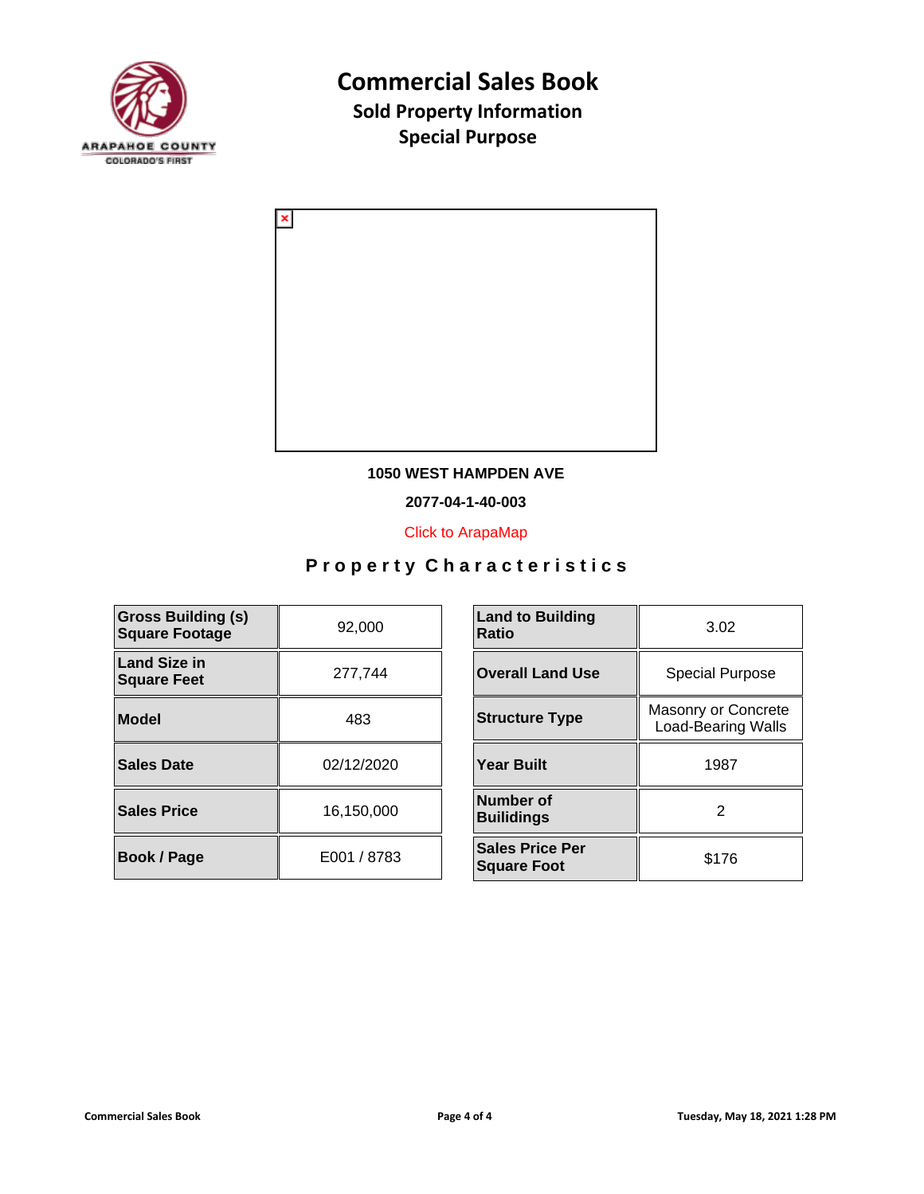# Commercial Sales Book

## Sold Property Information

## Special Purpose

**1050 WEST HAMPDEN AVE**

**2077-04-1-40-003**

Click to ArapaMap

### Property Characteristics

| | |
|---|---|
| **Gross Building (s) Square Footage** | 92,000 |
| **Land Size in Square Feet** | 277,744 |
| **Model** | 483 |
| **Sales Date** | 02/12/2020 |
| **Sales Price** | 16,150,000 |
| **Book / Page** | E001 / 8783 |

| | |
|---|---|
| **Land to Building Ratio** | 3.02 |
| **Overall Land Use** | Special Purpose |
| **Structure Type** | Masonry or Concrete Load-Bearing Walls |
| **Year Built** | 1987 |
| **Number of Builidings** | 2 |
| **Sales Price Per Square Foot** | $176 |